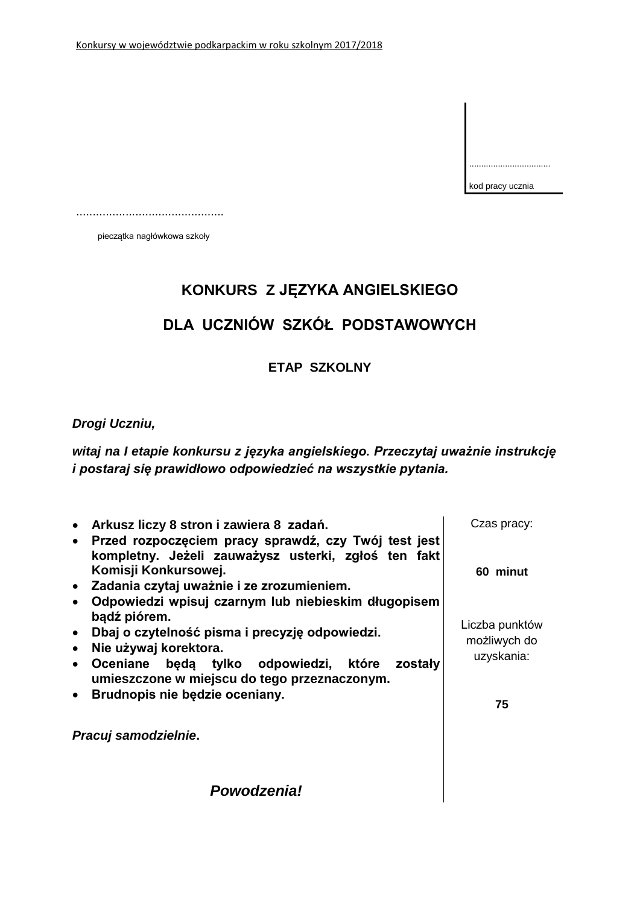Konkursy w województwie podkarpackim w roku szkolnym 2017/2018

..................................

kod pracy ucznia

............................................

pieczątka nagłówkowa szkoły

# KONKURS Z JĘZYKA ANGIELSKIEGO

# DLA UCZNIÓW SZKÓŁ PODSTAWOWYCH

## ETAP SZKOLNY

***Drogi Uczniu,***

***witaj na I etapie konkursu z języka angielskiego. Przeczytaj uważnie instrukcję i postaraj się prawidłowo odpowiedzieć na wszystkie pytania.***

- **Arkusz liczy 8 stron i zawiera 8 zadań.**
- **Przed rozpoczęciem pracy sprawdź, czy Twój test jest kompletny. Jeżeli zauważysz usterki, zgłoś ten fakt Komisji Konkursowej.**
- **Zadania czytaj uważnie i ze zrozumieniem.**
- **Odpowiedzi wpisuj czarnym lub niebieskim długopisem bądź piórem.**
- **Dbaj o czytelność pisma i precyzję odpowiedzi.**
- **Nie używaj korektora.**
- **Oceniane będą tylko odpowiedzi, które zostały umieszczone w miejscu do tego przeznaczonym.**
- **Brudnopis nie będzie oceniany.**

***Pracuj samodzielnie*.**

***Powodzenia!***

Czas pracy:

**60 minut**

Liczba punktów możliwych do uzyskania:

**75**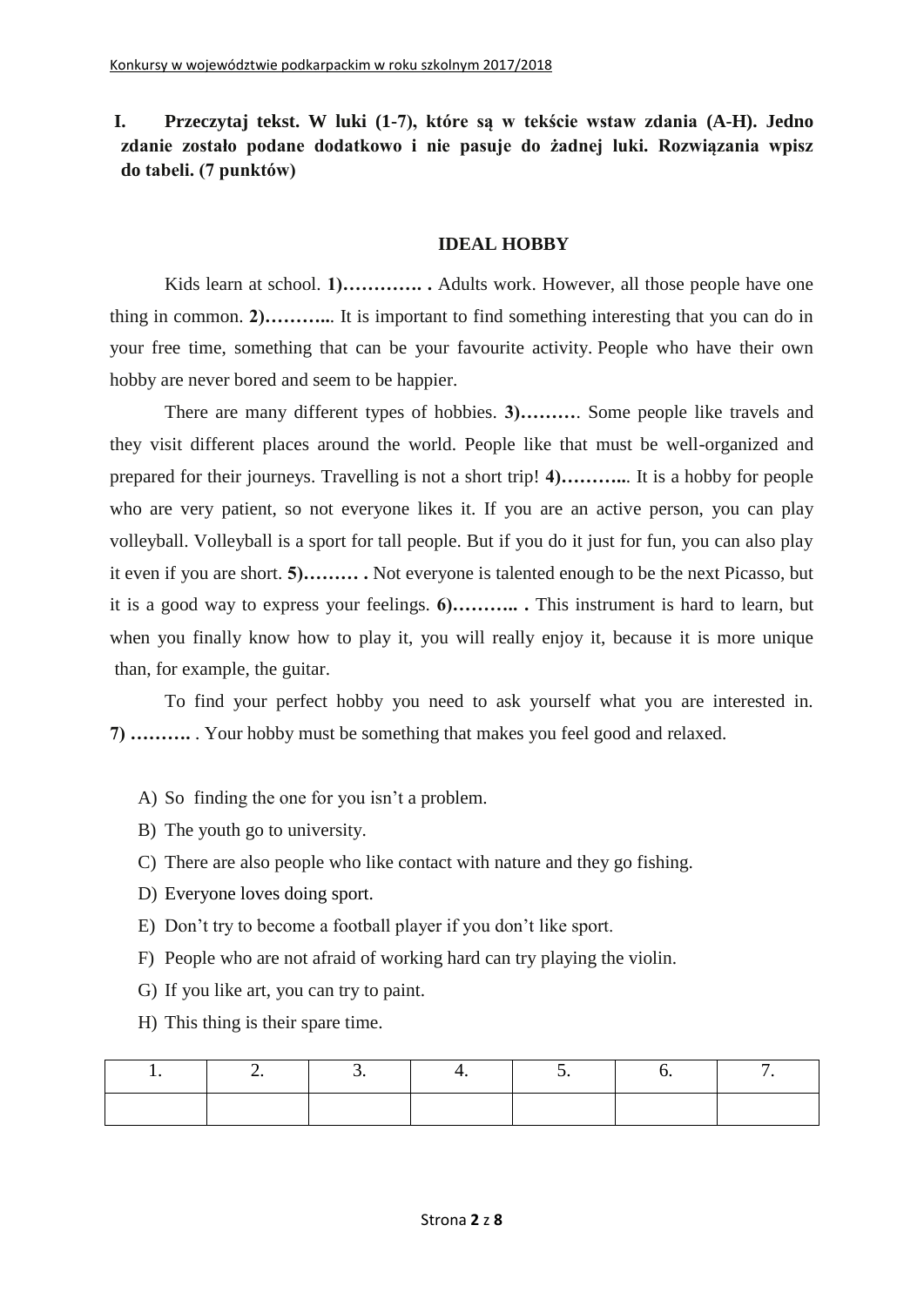**I. Przeczytaj tekst. W luki (1-7), które są w tekście wstaw zdania (A-H). Jedno zdanie zostało podane dodatkowo i nie pasuje do żadnej luki. Rozwiązania wpisz do tabeli. (7 punktów)**

## IDEAL HOBBY

Kids learn at school. **1)…………. .** Adults work. However, all those people have one thing in common. **2)………..**. It is important to find something interesting that you can do in your free time, something that can be your favourite activity. People who have their own hobby are never bored and seem to be happier.

There are many different types of hobbies. **3)………**. Some people like travels and they visit different places around the world. People like that must be well-organized and prepared for their journeys. Travelling is not a short trip! **4)………..**. It is a hobby for people who are very patient, so not everyone likes it. If you are an active person, you can play volleyball. Volleyball is a sport for tall people. But if you do it just for fun, you can also play it even if you are short. **5)……… .** Not everyone is talented enough to be the next Picasso, but it is a good way to express your feelings. **6)……….. .** This instrument is hard to learn, but when you finally know how to play it, you will really enjoy it, because it is more unique than, for example, the guitar.

To find your perfect hobby you need to ask yourself what you are interested in. **7) ……….** . Your hobby must be something that makes you feel good and relaxed.

A) So finding the one for you isn't a problem.
B) The youth go to university.
C) There are also people who like contact with nature and they go fishing.
D) Everyone loves doing sport.
E) Don't try to become a football player if you don't like sport.
F) People who are not afraid of working hard can try playing the violin.
G) If you like art, you can try to paint.
H) This thing is their spare time.

| 1. | 2. | 3. | 4. | 5. | 6. | 7. |
|---|---|---|---|---|---|---|
| | | | | | | |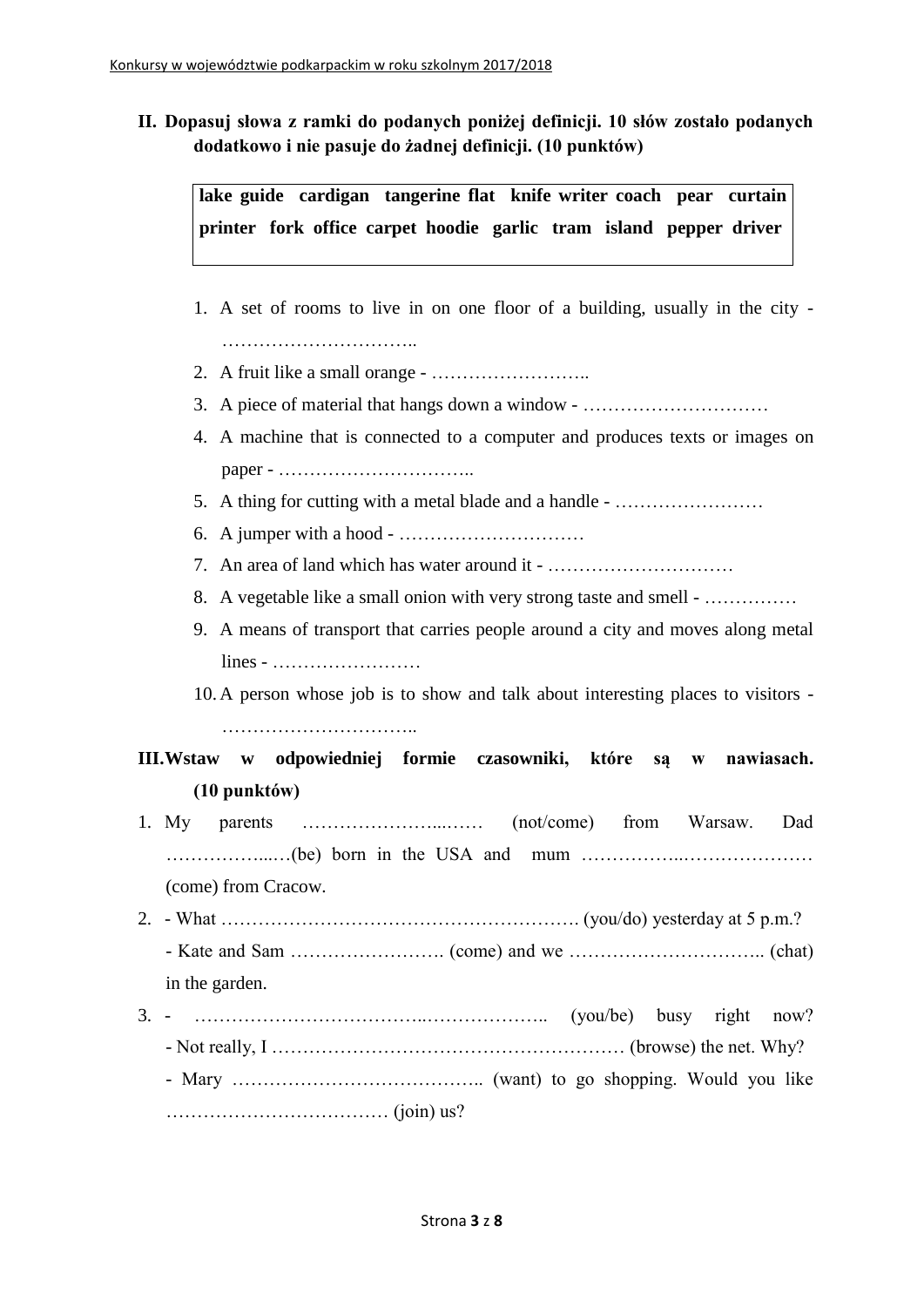**II. Dopasuj słowa z ramki do podanych poniżej definicji. 10 słów zostało podanych dodatkowo i nie pasuje do żadnej definicji. (10 punktów)**

| **lake guide cardigan tangerine flat knife writer coach pear curtain printer fork office carpet hoodie garlic tram island pepper driver** |
|---|

1. A set of rooms to live in on one floor of a building, usually in the city - …………………………..
2. A fruit like a small orange - ……………………..
3. A piece of material that hangs down a window - …………………………
4. A machine that is connected to a computer and produces texts or images on paper - …………………………..
5. A thing for cutting with a metal blade and a handle - ……………………
6. A jumper with a hood - …………………………
7. An area of land which has water around it - …………………………
8. A vegetable like a small onion with very strong taste and smell - ……………
9. A means of transport that carries people around a city and moves along metal lines - ……………………
10. A person whose job is to show and talk about interesting places to visitors - …………………………..

**III. Wstaw w odpowiedniej formie czasowniki, które są w nawiasach. (10 punktów)**

1. My parents …………………...…… (not/come) from Warsaw. Dad ……………...…(be) born in the USA and mum ……………..………………… (come) from Cracow.
2. - What …………………………………………………. (you/do) yesterday at 5 p.m.?
   - Kate and Sam ……………………. (come) and we ………………………….. (chat) in the garden.
3. - ……………………………..……………….. (you/be) busy right now?
   - Not really, I ………………………………………………… (browse) the net. Why?
   - Mary ………………………………….. (want) to go shopping. Would you like ……………………………… (join) us?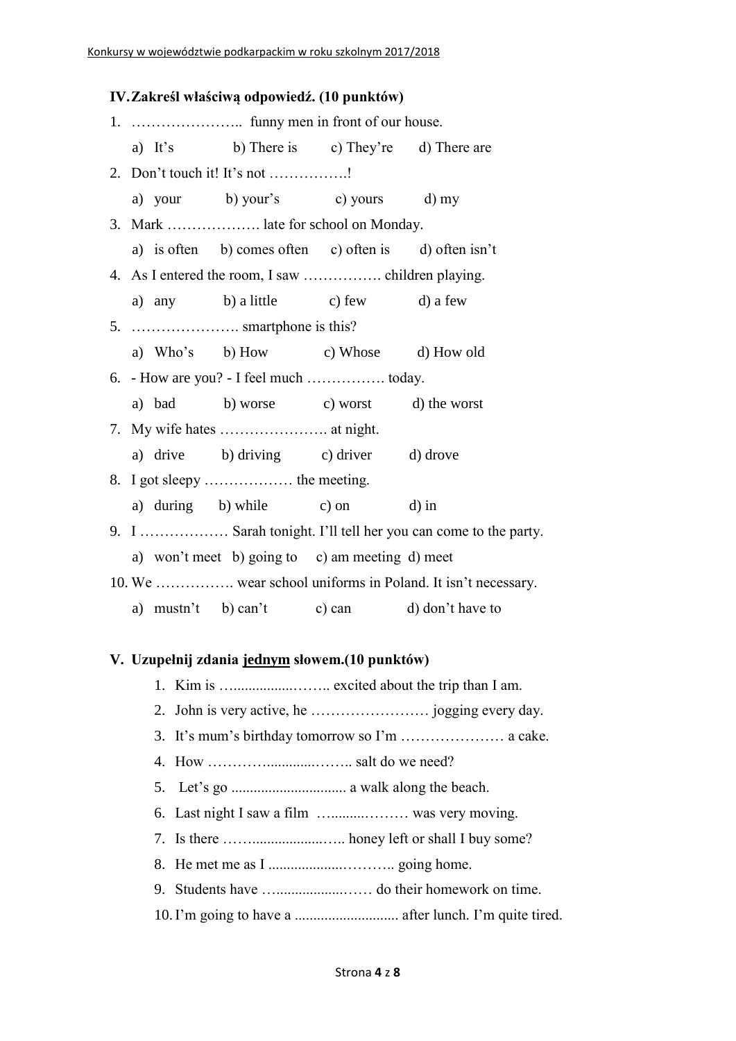## IV. Zakreśl właściwą odpowiedź. (10 punktów)

1. ………………….. funny men in front of our house.

   a) It's   b) There is   c) They're   d) There are

2. Don't touch it! It's not …………….!

   a) your   b) your's   c) yours   d) my

3. Mark ………………. late for school on Monday.

   a) is often   b) comes often   c) often is   d) often isn't

4. As I entered the room, I saw ……………. children playing.

   a) any   b) a little   c) few   d) a few

5. …………………. smartphone is this?

   a) Who's   b) How   c) Whose   d) How old

6. - How are you? - I feel much ……………. today.

   a) bad   b) worse   c) worst   d) the worst

7. My wife hates …………………. at night.

   a) drive   b) driving   c) driver   d) drove

8. I got sleepy ……………… the meeting.

   a) during   b) while   c) on   d) in

9. I ……………… Sarah tonight. I'll tell her you can come to the party.

   a) won't meet   b) going to   c) am meeting   d) meet

10. We ……………. wear school uniforms in Poland. It isn't necessary.

    a) mustn't   b) can't   c) can   d) don't have to

## V. Uzupełnij zdania <u>jednym</u> słowem. (10 punktów)

1. Kim is …...............…….. excited about the trip than I am.
2. John is very active, he …………………… jogging every day.
3. It's mum's birthday tomorrow so I'm ………………… a cake.
4. How ………..............…….. salt do we need?
5. Let's go .............................. a walk along the beach.
6. Last night I saw a film …..........……… was very moving.
7. Is there ……......................….. honey left or shall I buy some?
8. He met me as I ...................……….. going home.
9. Students have …...................…… do their homework on time.
10. I'm going to have a ........................... after lunch. I'm quite tired.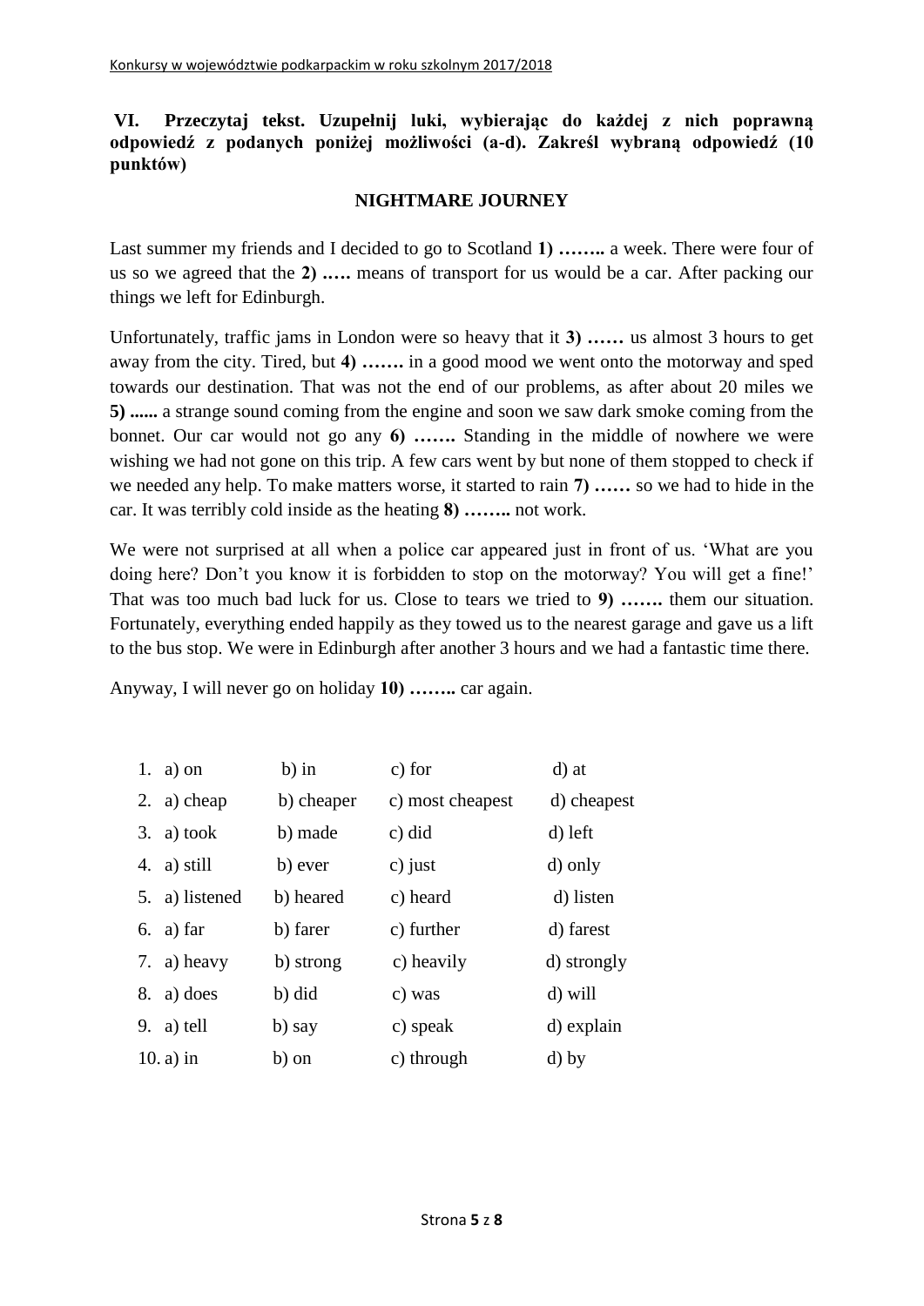**VI. Przeczytaj tekst. Uzupełnij luki, wybierając do każdej z nich poprawną odpowiedź z podanych poniżej możliwości (a-d). Zakreśl wybraną odpowiedź (10 punktów)**

## NIGHTMARE JOURNEY

Last summer my friends and I decided to go to Scotland **1) ……..** a week. There were four of us so we agreed that the **2) …..** means of transport for us would be a car. After packing our things we left for Edinburgh.

Unfortunately, traffic jams in London were so heavy that it **3) ……** us almost 3 hours to get away from the city. Tired, but **4) …….** in a good mood we went onto the motorway and sped towards our destination. That was not the end of our problems, as after about 20 miles we **5) ......** a strange sound coming from the engine and soon we saw dark smoke coming from the bonnet. Our car would not go any **6) …….** Standing in the middle of nowhere we were wishing we had not gone on this trip. A few cars went by but none of them stopped to check if we needed any help. To make matters worse, it started to rain **7) ……** so we had to hide in the car. It was terribly cold inside as the heating **8) ……..** not work.

We were not surprised at all when a police car appeared just in front of us. 'What are you doing here? Don't you know it is forbidden to stop on the motorway? You will get a fine!' That was too much bad luck for us. Close to tears we tried to **9) …….** them our situation. Fortunately, everything ended happily as they towed us to the nearest garage and gave us a lift to the bus stop. We were in Edinburgh after another 3 hours and we had a fantastic time there.

Anyway, I will never go on holiday **10) ……..** car again.

1. a) on b) in c) for d) at
2. a) cheap b) cheaper c) most cheapest d) cheapest
3. a) took b) made c) did d) left
4. a) still b) ever c) just d) only
5. a) listened b) heared c) heard d) listen
6. a) far b) farer c) further d) farest
7. a) heavy b) strong c) heavily d) strongly
8. a) does b) did c) was d) will
9. a) tell b) say c) speak d) explain
10. a) in b) on c) through d) by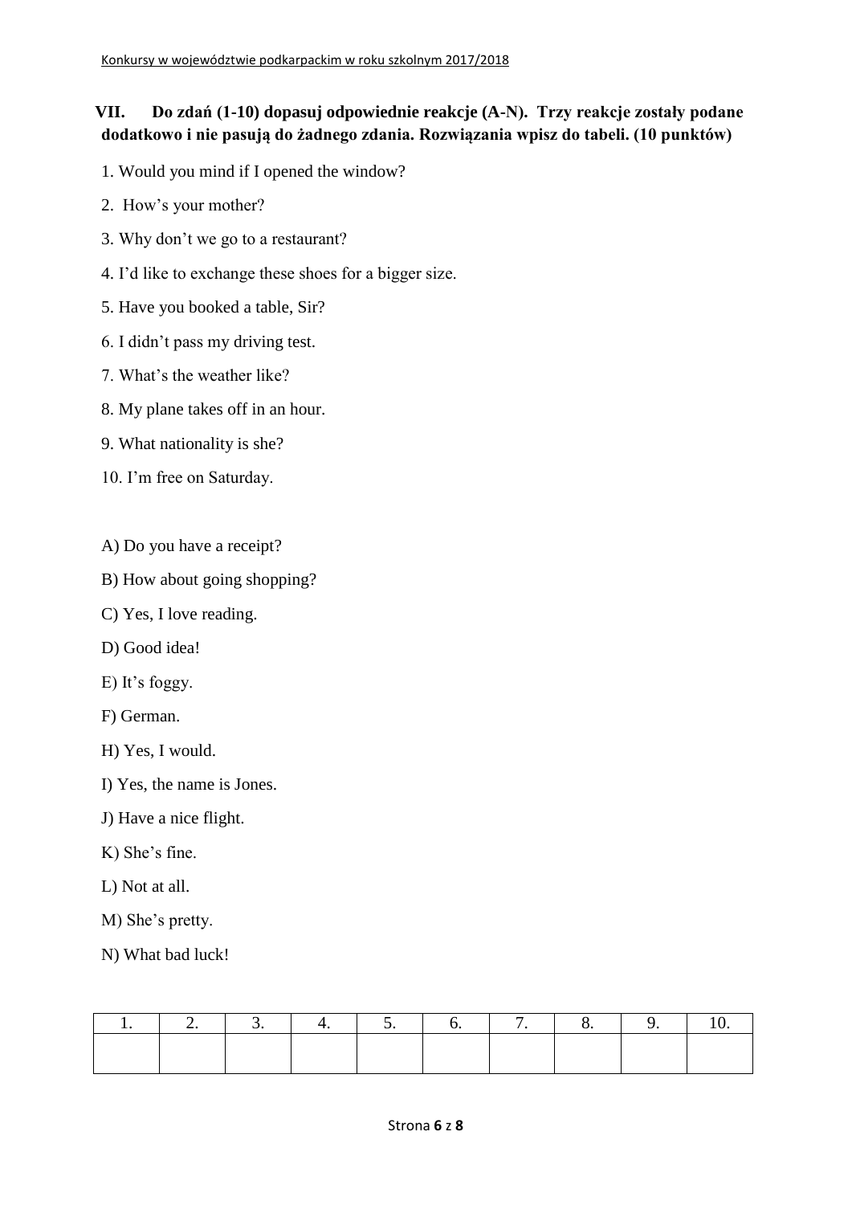**VII. Do zdań (1-10) dopasuj odpowiednie reakcje (A-N). Trzy reakcje zostały podane dodatkowo i nie pasują do żadnego zdania. Rozwiązania wpisz do tabeli. (10 punktów)**

1. Would you mind if I opened the window?
2. How's your mother?
3. Why don't we go to a restaurant?
4. I'd like to exchange these shoes for a bigger size.
5. Have you booked a table, Sir?
6. I didn't pass my driving test.
7. What's the weather like?
8. My plane takes off in an hour.
9. What nationality is she?
10. I'm free on Saturday.

A) Do you have a receipt?

B) How about going shopping?

C) Yes, I love reading.

D) Good idea!

E) It's foggy.

F) German.

H) Yes, I would.

I) Yes, the name is Jones.

J) Have a nice flight.

K) She's fine.

L) Not at all.

M) She's pretty.

N) What bad luck!

| 1. | 2. | 3. | 4. | 5. | 6. | 7. | 8. | 9. | 10. |
|---|---|---|---|---|---|---|---|---|---|
| | | | | | | | | | |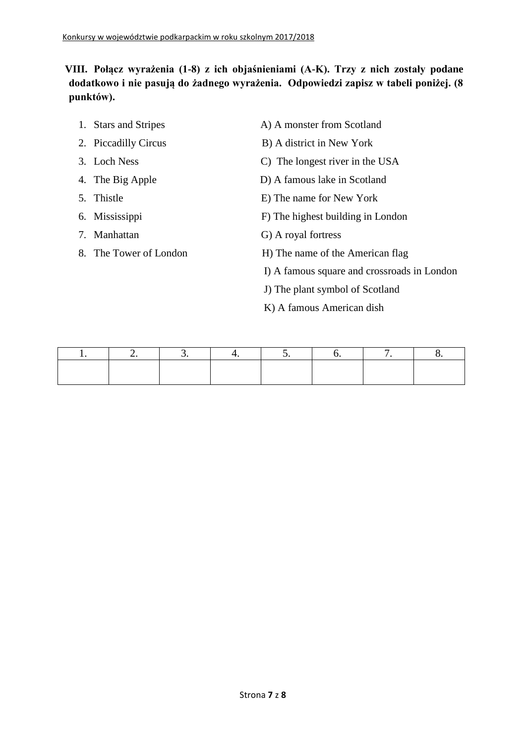**VIII. Połącz wyrażenia (1-8) z ich objaśnieniami (A-K). Trzy z nich zostały podane dodatkowo i nie pasują do żadnego wyrażenia. Odpowiedzi zapisz w tabeli poniżej. (8 punktów).**

1. Stars and Stripes
2. Piccadilly Circus
3. Loch Ness
4. The Big Apple
5. Thistle
6. Mississippi
7. Manhattan
8. The Tower of London

A) A monster from Scotland
B) A district in New York
C) The longest river in the USA
D) A famous lake in Scotland
E) The name for New York
F) The highest building in London
G) A royal fortress
H) The name of the American flag
I) A famous square and crossroads in London
J) The plant symbol of Scotland
K) A famous American dish

| 1. | 2. | 3. | 4. | 5. | 6. | 7. | 8. |
|---|---|---|---|---|---|---|---|
| | | | | | | | |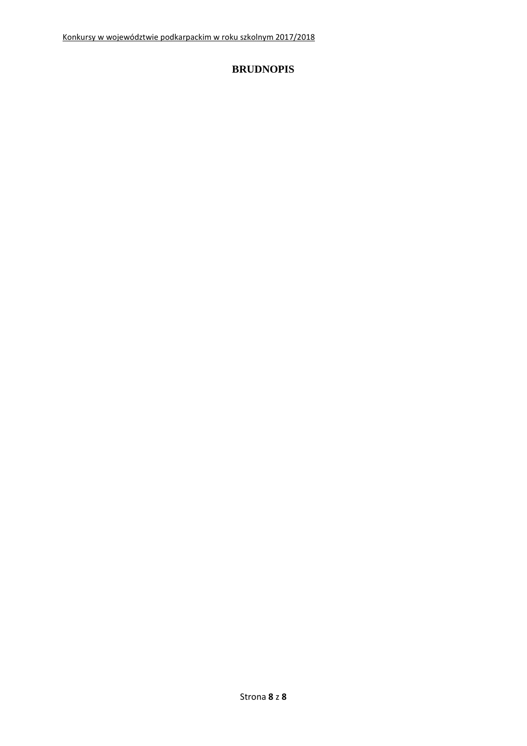**BRUDNOPIS**